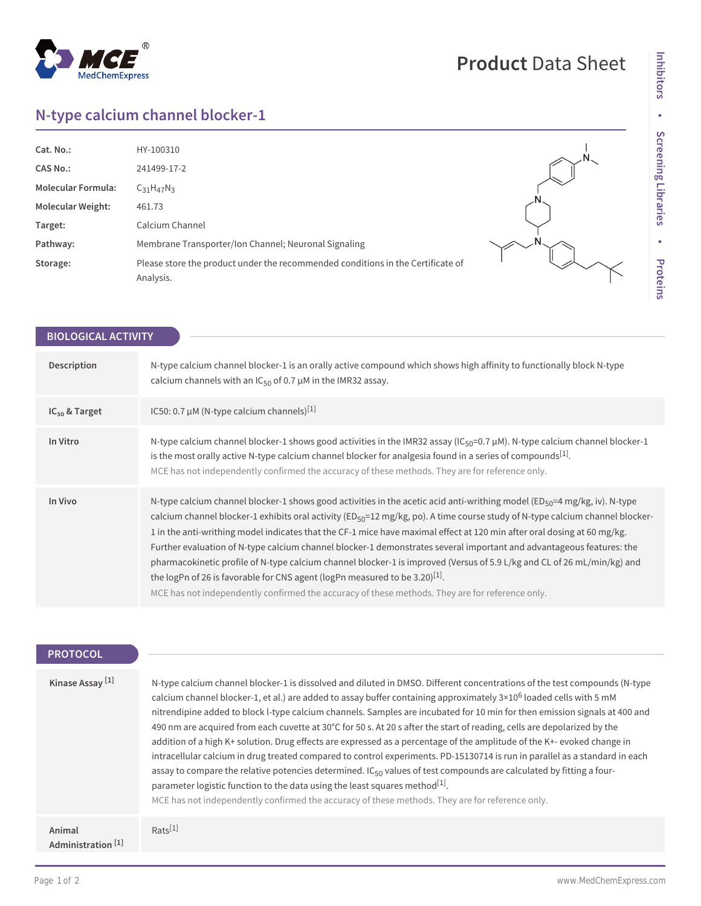# N-type calcium channel blocker-1

| | |
|---|---|
| **Cat. No.:** | HY-100310 |
| **CAS No.:** | 241499-17-2 |
| **Molecular Formula:** | $C_{31}H_{47}N_3$ |
| **Molecular Weight:** | 461.73 |
| **Target:** | Calcium Channel |
| **Pathway:** | Membrane Transporter/Ion Channel; Neuronal Signaling |
| **Storage:** | Please store the product under the recommended conditions in the Certificate of Analysis. |

## BIOLOGICAL ACTIVITY

| | |
|---|---|
| **Description** | N-type calcium channel blocker-1 is an orally active compound which shows high affinity to functionally block N-type calcium channels with an $IC_{50}$ of 0.7 μM in the IMR32 assay. |
| **$IC_{50}$ & Target** | IC50: 0.7 μM (N-type calcium channels)[1] |
| **In Vitro** | N-type calcium channel blocker-1 shows good activities in the IMR32 assay ($IC_{50}$=0.7 μM). N-type calcium channel blocker-1 is the most orally active N-type calcium channel blocker for analgesia found in a series of compounds[1]. MCE has not independently confirmed the accuracy of these methods. They are for reference only. |
| **In Vivo** | N-type calcium channel blocker-1 shows good activities in the acetic acid anti-writhing model ($ED_{50}$=4 mg/kg, iv). N-type calcium channel blocker-1 exhibits oral activity ($ED_{50}$=12 mg/kg, po). A time course study of N-type calcium channel blocker-1 in the anti-writhing model indicates that the CF-1 mice have maximal effect at 120 min after oral dosing at 60 mg/kg. Further evaluation of N-type calcium channel blocker-1 demonstrates several important and advantageous features: the pharmacokinetic profile of N-type calcium channel blocker-1 is improved (Versus of 5.9 L/kg and CL of 26 mL/min/kg) and the logPn of 26 is favorable for CNS agent (logPn measured to be 3.20)[1]. MCE has not independently confirmed the accuracy of these methods. They are for reference only. |

## PROTOCOL

| | |
|---|---|
| **Kinase Assay [1]** | N-type calcium channel blocker-1 is dissolved and diluted in DMSO. Different concentrations of the test compounds (N-type calcium channel blocker-1, et al.) are added to assay buffer containing approximately $3\times10^6$ loaded cells with 5 mM nitrendipine added to block l-type calcium channels. Samples are incubated for 10 min for then emission signals at 400 and 490 nm are acquired from each cuvette at 30°C for 50 s. At 20 s after the start of reading, cells are depolarized by the addition of a high K+ solution. Drug effects are expressed as a percentage of the amplitude of the K+- evoked change in intracellular calcium in drug treated compared to control experiments. PD-15130714 is run in parallel as a standard in each assay to compare the relative potencies determined. $IC_{50}$ values of test compounds are calculated by fitting a four-parameter logistic function to the data using the least squares method[1]. MCE has not independently confirmed the accuracy of these methods. They are for reference only. |
| **Animal Administration [1]** | Rats[1] |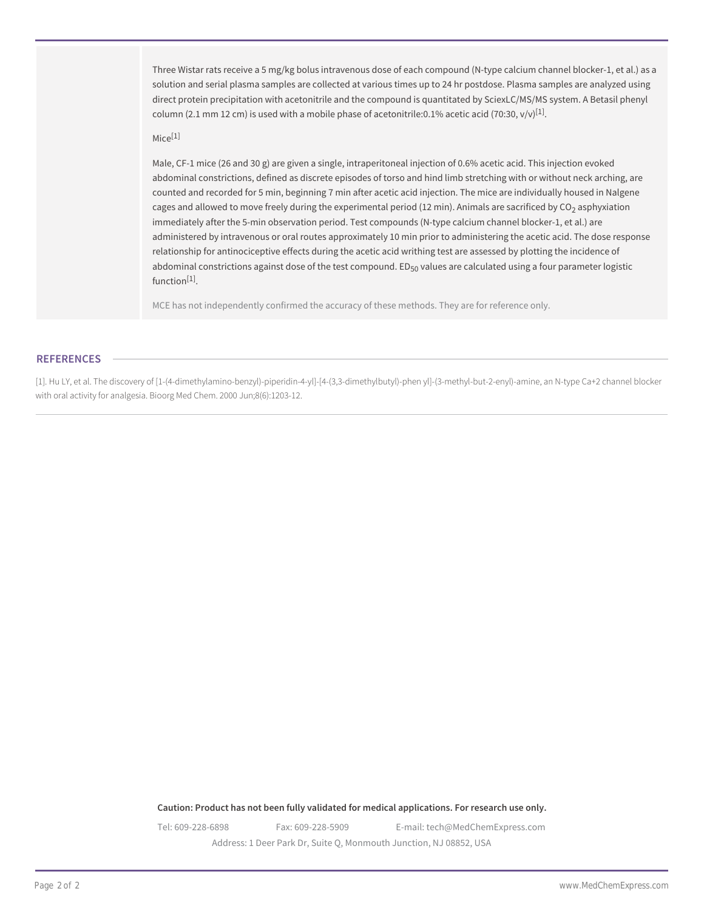Three Wistar rats receive a 5 mg/kg bolus intravenous dose of each compound (N-type calcium channel blocker-1, et al.) as a solution and serial plasma samples are collected at various times up to 24 hr postdose. Plasma samples are analyzed using direct protein precipitation with acetonitrile and the compound is quantitated by SciexLC/MS/MS system. A Betasil phenyl column (2.1 mm 12 cm) is used with a mobile phase of acetonitrile:0.1% acetic acid (70:30, v/v)[1].

Mice[1]

Male, CF-1 mice (26 and 30 g) are given a single, intraperitoneal injection of 0.6% acetic acid. This injection evoked abdominal constrictions, defined as discrete episodes of torso and hind limb stretching with or without neck arching, are counted and recorded for 5 min, beginning 7 min after acetic acid injection. The mice are individually housed in Nalgene cages and allowed to move freely during the experimental period (12 min). Animals are sacrificed by $CO_2$ asphyxiation immediately after the 5-min observation period. Test compounds (N-type calcium channel blocker-1, et al.) are administered by intravenous or oral routes approximately 10 min prior to administering the acetic acid. The dose response relationship for antinociceptive effects during the acetic acid writhing test are assessed by plotting the incidence of abdominal constrictions against dose of the test compound. $ED_{50}$ values are calculated using a four parameter logistic function[1].

MCE has not independently confirmed the accuracy of these methods. They are for reference only.

## REFERENCES

[1]. Hu LY, et al. The discovery of [1-(4-dimethylamino-benzyl)-piperidin-4-yl]-[4-(3,3-dimethylbutyl)-phen yl]-(3-methyl-but-2-enyl)-amine, an N-type Ca+2 channel blocker with oral activity for analgesia. Bioorg Med Chem. 2000 Jun;8(6):1203-12.

**Caution: Product has not been fully validated for medical applications. For research use only.**

Tel: 609-228-6898 Fax: 609-228-5909 E-mail: tech@MedChemExpress.com

Address: 1 Deer Park Dr, Suite Q, Monmouth Junction, NJ 08852, USA